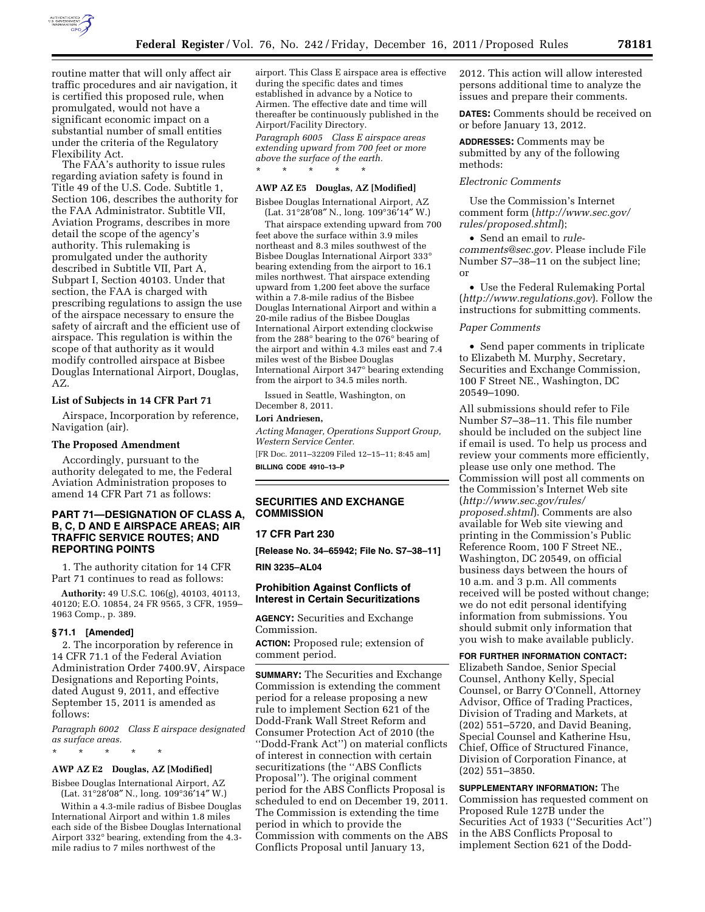routine matter that will only affect air traffic procedures and air navigation, it is certified this proposed rule, when promulgated, would not have a significant economic impact on a substantial number of small entities under the criteria of the Regulatory Flexibility Act.

The FAA's authority to issue rules regarding aviation safety is found in Title 49 of the U.S. Code. Subtitle 1, Section 106, describes the authority for the FAA Administrator. Subtitle VII, Aviation Programs, describes in more detail the scope of the agency's authority. This rulemaking is promulgated under the authority described in Subtitle VII, Part A, Subpart I, Section 40103. Under that section, the FAA is charged with prescribing regulations to assign the use of the airspace necessary to ensure the safety of aircraft and the efficient use of airspace. This regulation is within the scope of that authority as it would modify controlled airspace at Bisbee Douglas International Airport, Douglas, AZ.

### List of Subjects in 14 CFR Part 71

Airspace, Incorporation by reference, Navigation (air).

### The Proposed Amendment

Accordingly, pursuant to the authority delegated to me, the Federal Aviation Administration proposes to amend 14 CFR Part 71 as follows:

## PART 71—DESIGNATION OF CLASS A, B, C, D AND E AIRSPACE AREAS; AIR TRAFFIC SERVICE ROUTES; AND REPORTING POINTS

1. The authority citation for 14 CFR Part 71 continues to read as follows:

**Authority:** 49 U.S.C. 106(g), 40103, 40113, 40120; E.O. 10854, 24 FR 9565, 3 CFR, 1959–1963 Comp., p. 389.

### § 71.1 [Amended]

2. The incorporation by reference in 14 CFR 71.1 of the Federal Aviation Administration Order 7400.9V, Airspace Designations and Reporting Points, dated August 9, 2011, and effective September 15, 2011 is amended as follows:

*Paragraph 6002 Class E airspace designated as surface areas.*

\* \* \* \* \*

**AWP AZ E2 Douglas, AZ [Modified]**

Bisbee Douglas International Airport, AZ
(Lat. 31°28′08″ N., long. 109°36′14″ W.)

Within a 4.3-mile radius of Bisbee Douglas International Airport and within 1.8 miles each side of the Bisbee Douglas International Airport 332° bearing, extending from the 4.3-mile radius to 7 miles northwest of the airport. This Class E airspace area is effective during the specific dates and times established in advance by a Notice to Airmen. The effective date and time will thereafter be continuously published in the Airport/Facility Directory.

*Paragraph 6005 Class E airspace areas extending upward from 700 feet or more above the surface of the earth.*

\* \* \* \* \*

**AWP AZ E5 Douglas, AZ [Modified]**

Bisbee Douglas International Airport, AZ
(Lat. 31°28′08″ N., long. 109°36′14″ W.)

That airspace extending upward from 700 feet above the surface within 3.9 miles northeast and 8.3 miles southwest of the Bisbee Douglas International Airport 333° bearing extending from the airport to 16.1 miles northwest. That airspace extending upward from 1,200 feet above the surface within a 7.8-mile radius of the Bisbee Douglas International Airport and within a 20-mile radius of the Bisbee Douglas International Airport extending clockwise from the 288° bearing to the 076° bearing of the airport and within 4.3 miles east and 7.4 miles west of the Bisbee Douglas International Airport 347° bearing extending from the airport to 34.5 miles north.

Issued in Seattle, Washington, on December 8, 2011.

**Lori Andriesen,**

*Acting Manager, Operations Support Group, Western Service Center.*

[FR Doc. 2011–32209 Filed 12–15–11; 8:45 am]

**BILLING CODE 4910–13–P**

---

## SECURITIES AND EXCHANGE COMMISSION

### 17 CFR Part 230

**[Release No. 34–65942; File No. S7–38–11]**

**RIN 3235–AL04**

### Prohibition Against Conflicts of Interest in Certain Securitizations

**AGENCY:** Securities and Exchange Commission.

**ACTION:** Proposed rule; extension of comment period.

**SUMMARY:** The Securities and Exchange Commission is extending the comment period for a release proposing a new rule to implement Section 621 of the Dodd-Frank Wall Street Reform and Consumer Protection Act of 2010 (the "Dodd-Frank Act") on material conflicts of interest in connection with certain securitizations (the "ABS Conflicts Proposal"). The original comment period for the ABS Conflicts Proposal is scheduled to end on December 19, 2011. The Commission is extending the time period in which to provide the Commission with comments on the ABS Conflicts Proposal until January 13, 2012. This action will allow interested persons additional time to analyze the issues and prepare their comments.

**DATES:** Comments should be received on or before January 13, 2012.

**ADDRESSES:** Comments may be submitted by any of the following methods:

*Electronic Comments*

Use the Commission's Internet comment form (*http://www.sec.gov/rules/proposed.shtml*);

- Send an email to *rule-comments@sec.gov.* Please include File Number S7–38–11 on the subject line; or
- Use the Federal Rulemaking Portal (*http://www.regulations.gov*). Follow the instructions for submitting comments.

*Paper Comments*

- Send paper comments in triplicate to Elizabeth M. Murphy, Secretary, Securities and Exchange Commission, 100 F Street NE., Washington, DC 20549–1090.

All submissions should refer to File Number S7–38–11. This file number should be included on the subject line if email is used. To help us process and review your comments more efficiently, please use only one method. The Commission will post all comments on the Commission's Internet Web site (*http://www.sec.gov/rules/proposed.shtml*). Comments are also available for Web site viewing and printing in the Commission's Public Reference Room, 100 F Street NE., Washington, DC 20549, on official business days between the hours of 10 a.m. and 3 p.m. All comments received will be posted without change; we do not edit personal identifying information from submissions. You should submit only information that you wish to make available publicly.

**FOR FURTHER INFORMATION CONTACT:** Elizabeth Sandoe, Senior Special Counsel, Anthony Kelly, Special Counsel, or Barry O'Connell, Attorney Advisor, Office of Trading Practices, Division of Trading and Markets, at (202) 551–5720, and David Beaning, Special Counsel and Katherine Hsu, Chief, Office of Structured Finance, Division of Corporation Finance, at (202) 551–3850.

**SUPPLEMENTARY INFORMATION:** The Commission has requested comment on Proposed Rule 127B under the Securities Act of 1933 ("Securities Act") in the ABS Conflicts Proposal to implement Section 621 of the Dodd-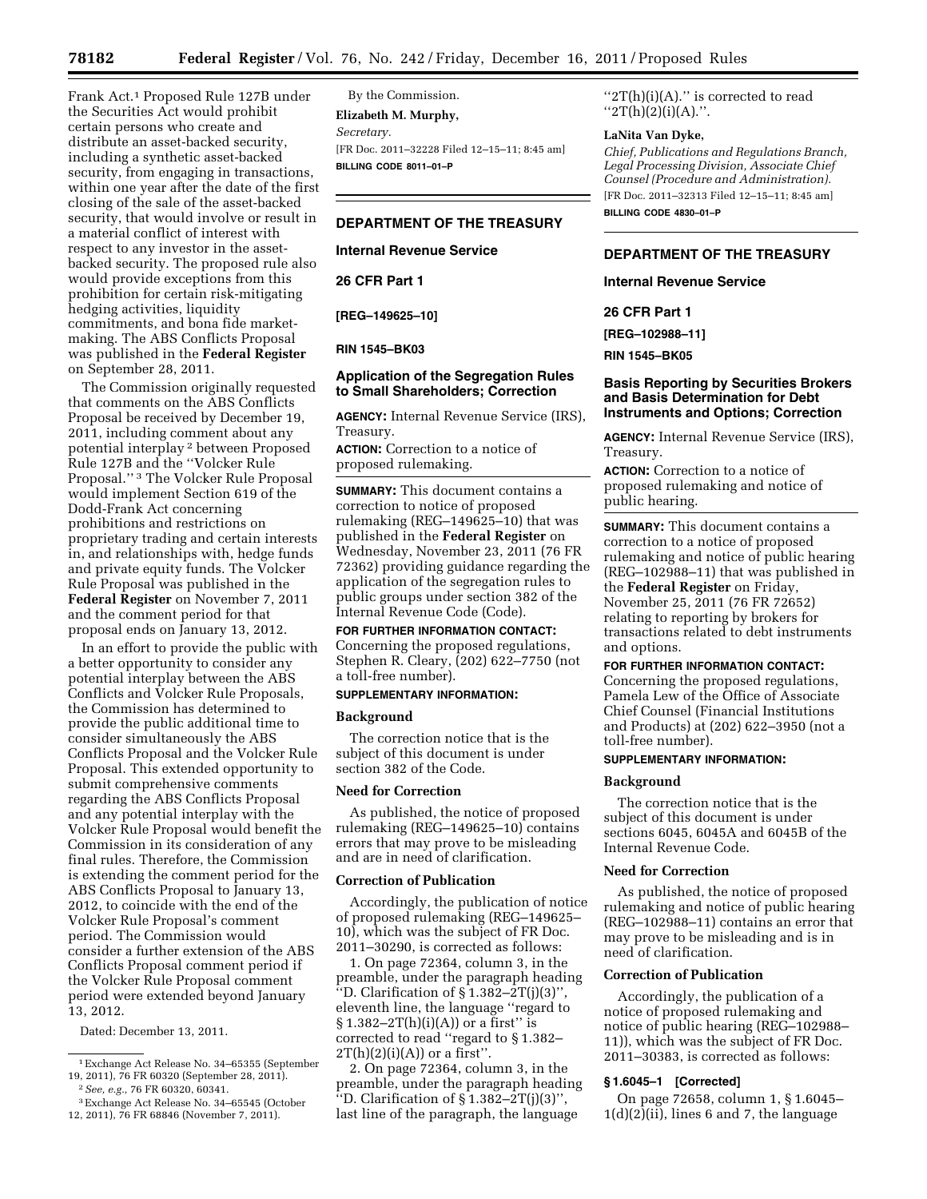Frank Act.[1] Proposed Rule 127B under the Securities Act would prohibit certain persons who create and distribute an asset-backed security, including a synthetic asset-backed security, from engaging in transactions, within one year after the date of the first closing of the sale of the asset-backed security, that would involve or result in a material conflict of interest with respect to any investor in the asset-backed security. The proposed rule also would provide exceptions from this prohibition for certain risk-mitigating hedging activities, liquidity commitments, and bona fide market-making. The ABS Conflicts Proposal was published in the **Federal Register** on September 28, 2011.

The Commission originally requested that comments on the ABS Conflicts Proposal be received by December 19, 2011, including comment about any potential interplay[2] between Proposed Rule 127B and the ''Volcker Rule Proposal.''[3] The Volcker Rule Proposal would implement Section 619 of the Dodd-Frank Act concerning prohibitions and restrictions on proprietary trading and certain interests in, and relationships with, hedge funds and private equity funds. The Volcker Rule Proposal was published in the **Federal Register** on November 7, 2011 and the comment period for that proposal ends on January 13, 2012.

In an effort to provide the public with a better opportunity to consider any potential interplay between the ABS Conflicts and Volcker Rule Proposals, the Commission has determined to provide the public additional time to consider simultaneously the ABS Conflicts Proposal and the Volcker Rule Proposal. This extended opportunity to submit comprehensive comments regarding the ABS Conflicts Proposal and any potential interplay with the Volcker Rule Proposal would benefit the Commission in its consideration of any final rules. Therefore, the Commission is extending the comment period for the ABS Conflicts Proposal to January 13, 2012, to coincide with the end of the Volcker Rule Proposal's comment period. The Commission would consider a further extension of the ABS Conflicts Proposal comment period if the Volcker Rule Proposal comment period were extended beyond January 13, 2012.

Dated: December 13, 2011.

By the Commission.

**Elizabeth M. Murphy,**

*Secretary.*

[FR Doc. 2011–32228 Filed 12–15–11; 8:45 am]

**BILLING CODE 8011–01–P**

[1] Exchange Act Release No. 34–65355 (September 19, 2011), 76 FR 60320 (September 28, 2011).

[2] *See, e.g.,* 76 FR 60320, 60341.

[3] Exchange Act Release No. 34–65545 (October 12, 2011), 76 FR 68846 (November 7, 2011).

---

## DEPARTMENT OF THE TREASURY

### Internal Revenue Service

### 26 CFR Part 1

**[REG–149625–10]**

**RIN 1545–BK03**

### Application of the Segregation Rules to Small Shareholders; Correction

**AGENCY:** Internal Revenue Service (IRS), Treasury.

**ACTION:** Correction to a notice of proposed rulemaking.

**SUMMARY:** This document contains a correction to notice of proposed rulemaking (REG–149625–10) that was published in the **Federal Register** on Wednesday, November 23, 2011 (76 FR 72362) providing guidance regarding the application of the segregation rules to public groups under section 382 of the Internal Revenue Code (Code).

**FOR FURTHER INFORMATION CONTACT:** Concerning the proposed regulations, Stephen R. Cleary, (202) 622–7750 (not a toll-free number).

**SUPPLEMENTARY INFORMATION:**

#### Background

The correction notice that is the subject of this document is under section 382 of the Code.

#### Need for Correction

As published, the notice of proposed rulemaking (REG–149625–10) contains errors that may prove to be misleading and are in need of clarification.

#### Correction of Publication

Accordingly, the publication of notice of proposed rulemaking (REG–149625–10), which was the subject of FR Doc. 2011–30290, is corrected as follows:

1. On page 72364, column 3, in the preamble, under the paragraph heading ''D. Clarification of § 1.382–2T(j)(3)'', eleventh line, the language ''regard to § 1.382–2T(h)(i)(A)) or a first'' is corrected to read ''regard to § 1.382–2T(h)(2)(i)(A)) or a first''.

2. On page 72364, column 3, in the preamble, under the paragraph heading ''D. Clarification of § 1.382–2T(j)(3)'', last line of the paragraph, the language ''2T(h)(i)(A).'' is corrected to read ''2T(h)(2)(i)(A).''.

**LaNita Van Dyke,**

*Chief, Publications and Regulations Branch, Legal Processing Division, Associate Chief Counsel (Procedure and Administration).*

[FR Doc. 2011–32313 Filed 12–15–11; 8:45 am]

**BILLING CODE 4830–01–P**

---

## DEPARTMENT OF THE TREASURY

### Internal Revenue Service

### 26 CFR Part 1

**[REG–102988–11]**

**RIN 1545–BK05**

### Basis Reporting by Securities Brokers and Basis Determination for Debt Instruments and Options; Correction

**AGENCY:** Internal Revenue Service (IRS), Treasury.

**ACTION:** Correction to a notice of proposed rulemaking and notice of public hearing.

**SUMMARY:** This document contains a correction to a notice of proposed rulemaking and notice of public hearing (REG–102988–11) that was published in the **Federal Register** on Friday, November 25, 2011 (76 FR 72652) relating to reporting by brokers for transactions related to debt instruments and options.

**FOR FURTHER INFORMATION CONTACT:** Concerning the proposed regulations, Pamela Lew of the Office of Associate Chief Counsel (Financial Institutions and Products) at (202) 622–3950 (not a toll-free number).

**SUPPLEMENTARY INFORMATION:**

#### Background

The correction notice that is the subject of this document is under sections 6045, 6045A and 6045B of the Internal Revenue Code.

#### Need for Correction

As published, the notice of proposed rulemaking and notice of public hearing (REG–102988–11) contains an error that may prove to be misleading and is in need of clarification.

#### Correction of Publication

Accordingly, the publication of a notice of proposed rulemaking and notice of public hearing (REG–102988–11)), which was the subject of FR Doc. 2011–30383, is corrected as follows:

#### § 1.6045–1 [Corrected]

On page 72658, column 1, § 1.6045–1(d)(2)(ii), lines 6 and 7, the language